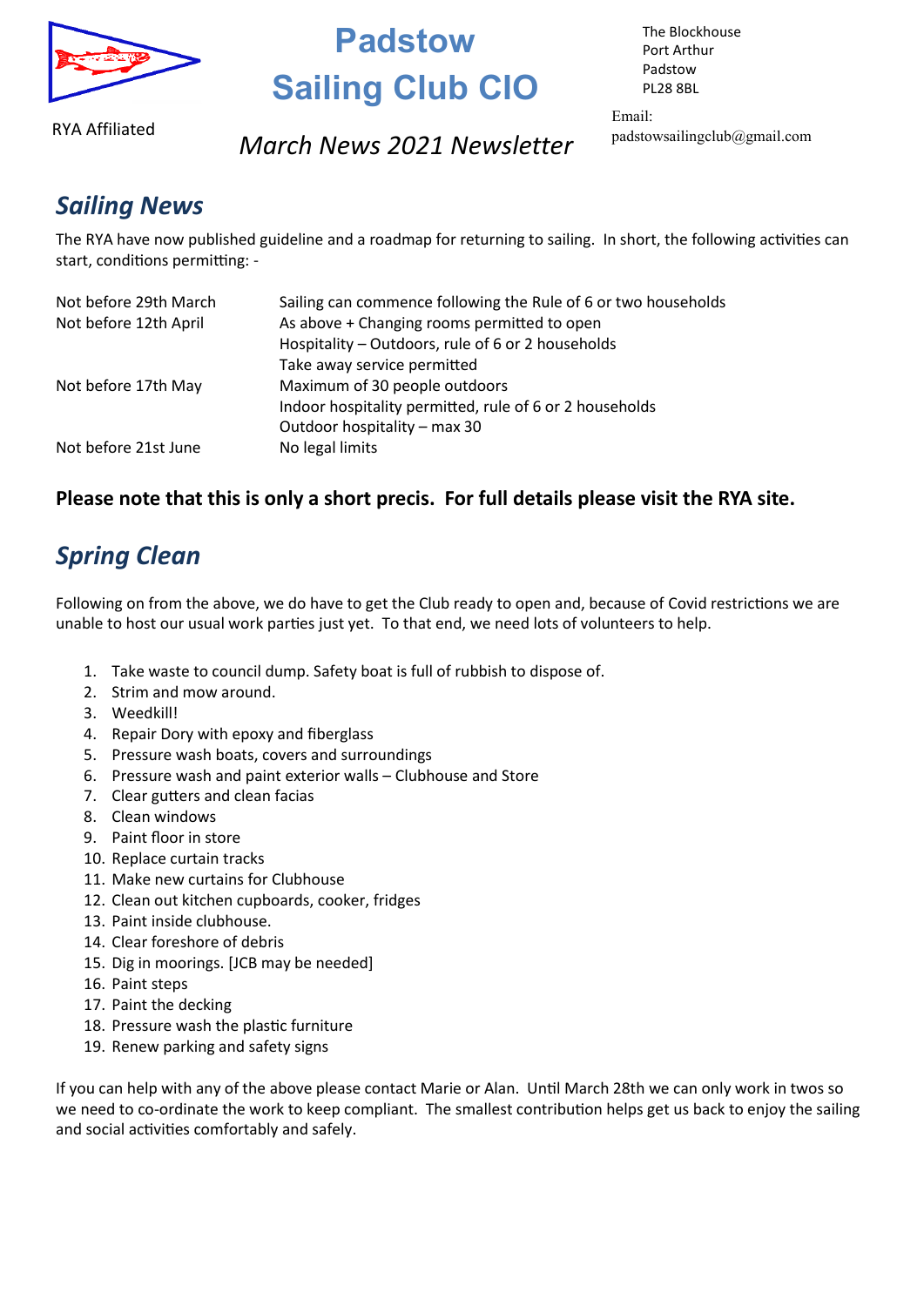# Padstow Sailing Club CIO

RYA Affiliated

The Blockhouse
Port Arthur
Padstow
PL28 8BL

Email:
padstowsailingclub@gmail.com

*March News 2021 Newsletter*

## *Sailing News*

The RYA have now published guideline and a roadmap for returning to sailing. In short, the following activities can start, conditions permitting: -

| | |
|---|---|
| Not before 29th March | Sailing can commence following the Rule of 6 or two households |
| Not before 12th April | As above + Changing rooms permitted to open |
| | Hospitality – Outdoors, rule of 6 or 2 households |
| | Take away service permitted |
| Not before 17th May | Maximum of 30 people outdoors |
| | Indoor hospitality permitted, rule of 6 or 2 households |
| | Outdoor hospitality – max 30 |
| Not before 21st June | No legal limits |

**Please note that this is only a short precis. For full details please visit the RYA site.**

## *Spring Clean*

Following on from the above, we do have to get the Club ready to open and, because of Covid restrictions we are unable to host our usual work parties just yet. To that end, we need lots of volunteers to help.

1. Take waste to council dump. Safety boat is full of rubbish to dispose of.
2. Strim and mow around.
3. Weedkill!
4. Repair Dory with epoxy and fiberglass
5. Pressure wash boats, covers and surroundings
6. Pressure wash and paint exterior walls – Clubhouse and Store
7. Clear gutters and clean facias
8. Clean windows
9. Paint floor in store
10. Replace curtain tracks
11. Make new curtains for Clubhouse
12. Clean out kitchen cupboards, cooker, fridges
13. Paint inside clubhouse.
14. Clear foreshore of debris
15. Dig in moorings. [JCB may be needed]
16. Paint steps
17. Paint the decking
18. Pressure wash the plastic furniture
19. Renew parking and safety signs

If you can help with any of the above please contact Marie or Alan. Until March 28th we can only work in twos so we need to co-ordinate the work to keep compliant. The smallest contribution helps get us back to enjoy the sailing and social activities comfortably and safely.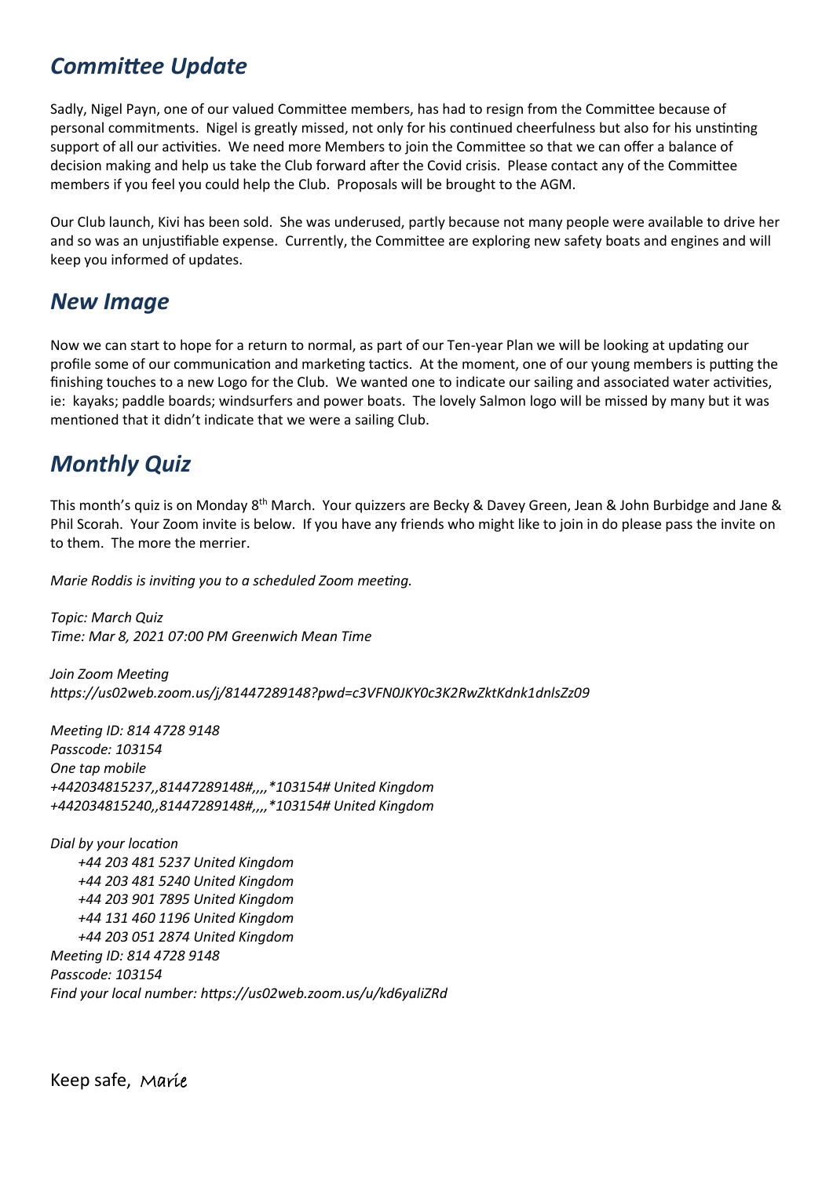## *Committee Update*

Sadly, Nigel Payn, one of our valued Committee members, has had to resign from the Committee because of personal commitments. Nigel is greatly missed, not only for his continued cheerfulness but also for his unstinting support of all our activities. We need more Members to join the Committee so that we can offer a balance of decision making and help us take the Club forward after the Covid crisis. Please contact any of the Committee members if you feel you could help the Club. Proposals will be brought to the AGM.

Our Club launch, Kivi has been sold. She was underused, partly because not many people were available to drive her and so was an unjustifiable expense. Currently, the Committee are exploring new safety boats and engines and will keep you informed of updates.

## *New Image*

Now we can start to hope for a return to normal, as part of our Ten-year Plan we will be looking at updating our profile some of our communication and marketing tactics. At the moment, one of our young members is putting the finishing touches to a new Logo for the Club. We wanted one to indicate our sailing and associated water activities, ie: kayaks; paddle boards; windsurfers and power boats. The lovely Salmon logo will be missed by many but it was mentioned that it didn't indicate that we were a sailing Club.

## *Monthly Quiz*

This month's quiz is on Monday 8th March. Your quizzers are Becky & Davey Green, Jean & John Burbidge and Jane & Phil Scorah. Your Zoom invite is below. If you have any friends who might like to join in do please pass the invite on to them. The more the merrier.

*Marie Roddis is inviting you to a scheduled Zoom meeting.*

*Topic: March Quiz*
*Time: Mar 8, 2021 07:00 PM Greenwich Mean Time*

*Join Zoom Meeting*
*https://us02web.zoom.us/j/81447289148?pwd=c3VFN0JKY0c3K2RwZktKdnk1dnlsZz09*

*Meeting ID: 814 4728 9148*
*Passcode: 103154*
*One tap mobile*
*+442034815237,,81447289148#,,,,*103154# United Kingdom*
*+442034815240,,81447289148#,,,,*103154# United Kingdom*

*Dial by your location*
*+44 203 481 5237 United Kingdom*
*+44 203 481 5240 United Kingdom*
*+44 203 901 7895 United Kingdom*
*+44 131 460 1196 United Kingdom*
*+44 203 051 2874 United Kingdom*
*Meeting ID: 814 4728 9148*
*Passcode: 103154*
*Find your local number: https://us02web.zoom.us/u/kd6yaliZRd*

Keep safe, *Marie*